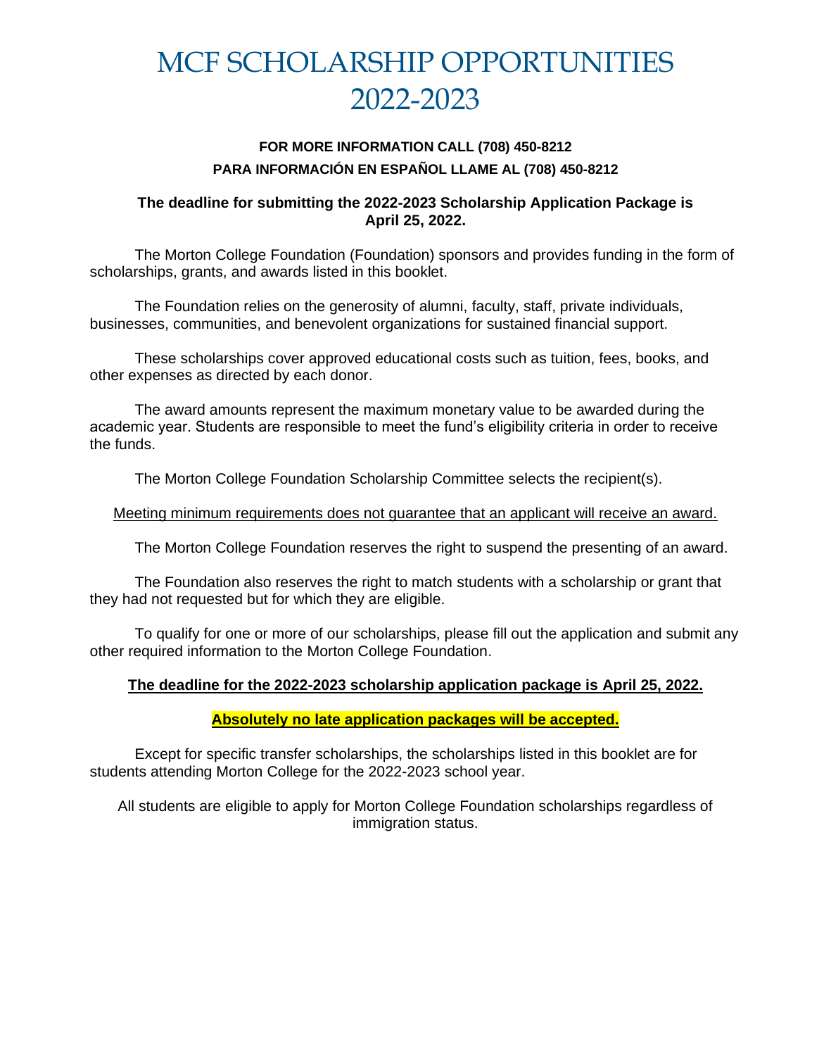# MCF SCHOLARSHIP OPPORTUNITIES 2022-2023

**FOR MORE INFORMATION CALL (708) 450-8212**

**PARA INFORMACIÓN EN ESPAÑOL LLAME AL (708) 450-8212**

**The deadline for submitting the 2022-2023 Scholarship Application Package is April 25, 2022.**

The Morton College Foundation (Foundation) sponsors and provides funding in the form of scholarships, grants, and awards listed in this booklet.

The Foundation relies on the generosity of alumni, faculty, staff, private individuals, businesses, communities, and benevolent organizations for sustained financial support.

These scholarships cover approved educational costs such as tuition, fees, books, and other expenses as directed by each donor.

The award amounts represent the maximum monetary value to be awarded during the academic year. Students are responsible to meet the fund's eligibility criteria in order to receive the funds.

The Morton College Foundation Scholarship Committee selects the recipient(s).

Meeting minimum requirements does not guarantee that an applicant will receive an award.

The Morton College Foundation reserves the right to suspend the presenting of an award.

The Foundation also reserves the right to match students with a scholarship or grant that they had not requested but for which they are eligible.

To qualify for one or more of our scholarships, please fill out the application and submit any other required information to the Morton College Foundation.

**The deadline for the 2022-2023 scholarship application package is April 25, 2022.**

**Absolutely no late application packages will be accepted.**

Except for specific transfer scholarships, the scholarships listed in this booklet are for students attending Morton College for the 2022-2023 school year.

All students are eligible to apply for Morton College Foundation scholarships regardless of immigration status.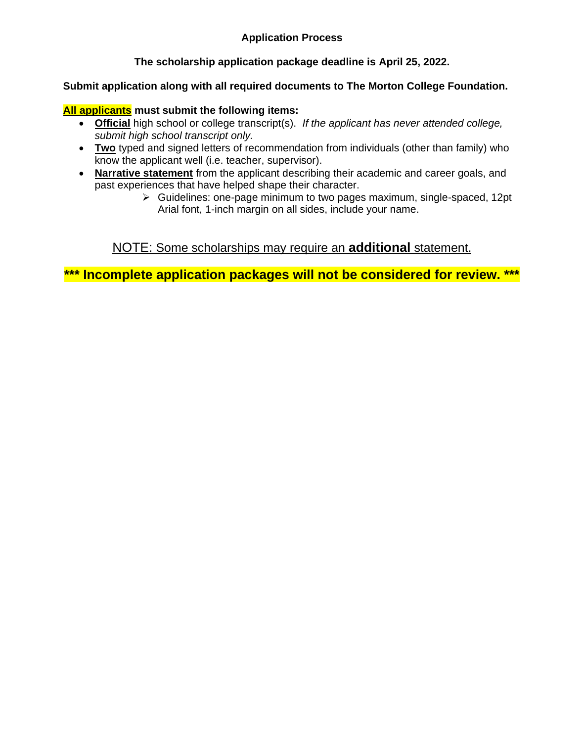## Application Process

**The scholarship application package deadline is April 25, 2022.**

**Submit application along with all required documents to The Morton College Foundation.**

**All applicants must submit the following items:**

- **Official** high school or college transcript(s). *If the applicant has never attended college, submit high school transcript only.*
- **Two** typed and signed letters of recommendation from individuals (other than family) who know the applicant well (i.e. teacher, supervisor).
- **Narrative statement** from the applicant describing their academic and career goals, and past experiences that have helped shape their character.
  - Guidelines: one-page minimum to two pages maximum, single-spaced, 12pt Arial font, 1-inch margin on all sides, include your name.

NOTE: Some scholarships may require an **additional** statement.

**\*\*\* Incomplete application packages will not be considered for review. \*\*\***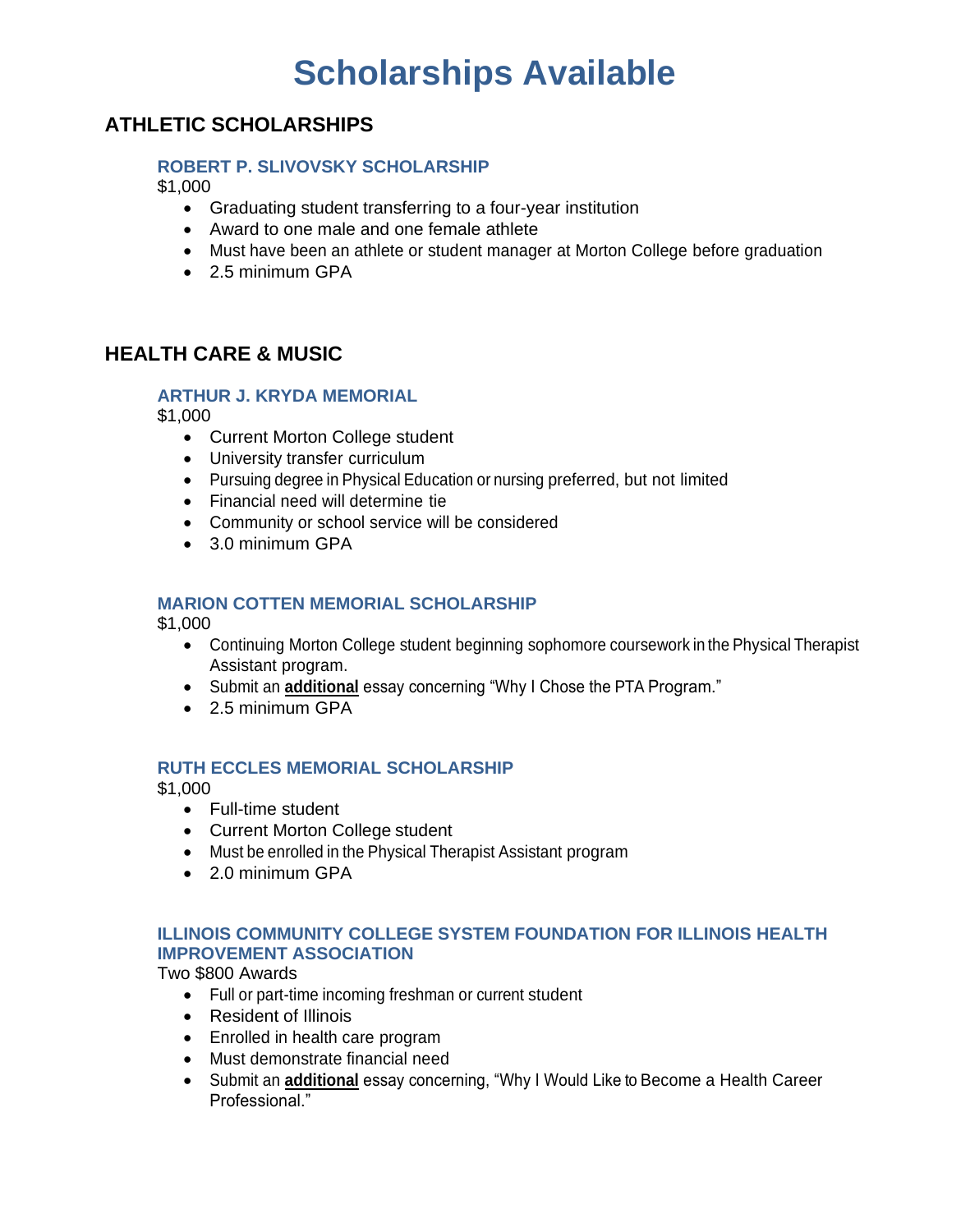# Scholarships Available

## ATHLETIC SCHOLARSHIPS

### ROBERT P. SLIVOVSKY SCHOLARSHIP

$1,000

- Graduating student transferring to a four-year institution
- Award to one male and one female athlete
- Must have been an athlete or student manager at Morton College before graduation
- 2.5 minimum GPA

## HEALTH CARE & MUSIC

### ARTHUR J. KRYDA MEMORIAL

$1,000

- Current Morton College student
- University transfer curriculum
- Pursuing degree in Physical Education or nursing preferred, but not limited
- Financial need will determine tie
- Community or school service will be considered
- 3.0 minimum GPA

### MARION COTTEN MEMORIAL SCHOLARSHIP

$1,000

- Continuing Morton College student beginning sophomore coursework in the Physical Therapist Assistant program.
- Submit an **additional** essay concerning "Why I Chose the PTA Program."
- 2.5 minimum GPA

### RUTH ECCLES MEMORIAL SCHOLARSHIP

$1,000

- Full-time student
- Current Morton College student
- Must be enrolled in the Physical Therapist Assistant program
- 2.0 minimum GPA

### ILLINOIS COMMUNITY COLLEGE SYSTEM FOUNDATION FOR ILLINOIS HEALTH IMPROVEMENT ASSOCIATION

Two $800 Awards

- Full or part-time incoming freshman or current student
- Resident of Illinois
- Enrolled in health care program
- Must demonstrate financial need
- Submit an **additional** essay concerning, "Why I Would Like to Become a Health Career Professional."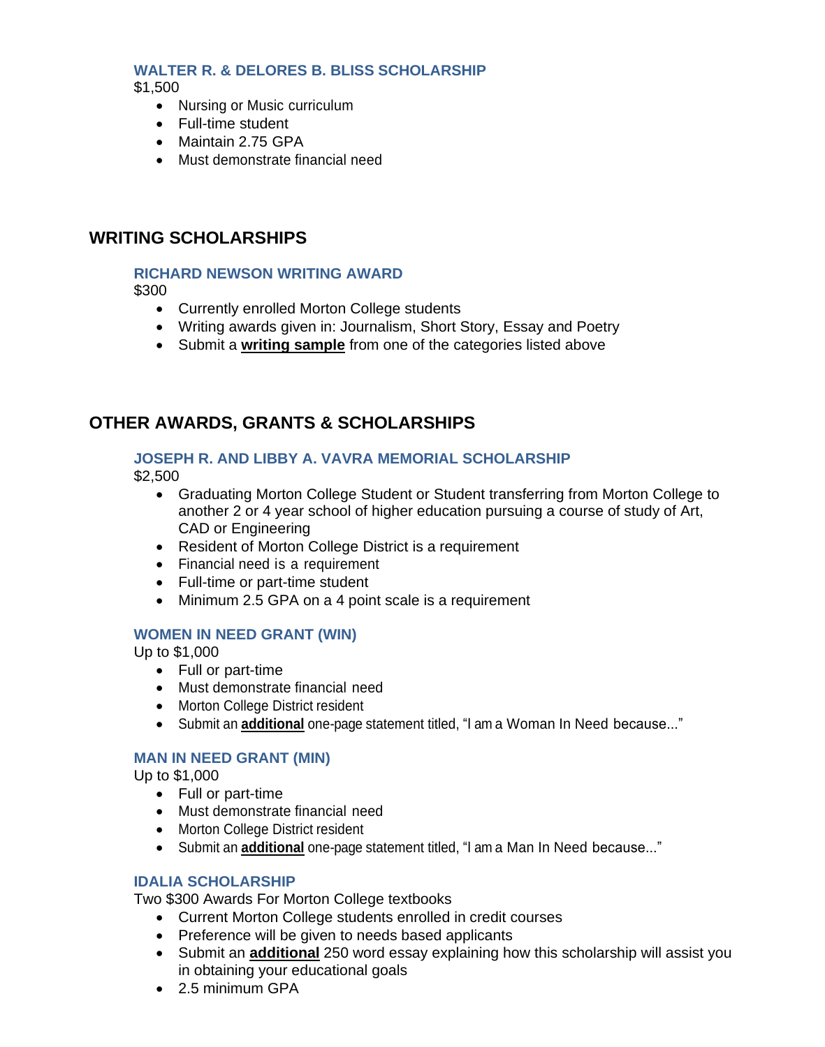### WALTER R. & DELORES B. BLISS SCHOLARSHIP

$1,500

- Nursing or Music curriculum
- Full-time student
- Maintain 2.75 GPA
- Must demonstrate financial need

## WRITING SCHOLARSHIPS

### RICHARD NEWSON WRITING AWARD

$300

- Currently enrolled Morton College students
- Writing awards given in: Journalism, Short Story, Essay and Poetry
- Submit a **writing sample** from one of the categories listed above

## OTHER AWARDS, GRANTS & SCHOLARSHIPS

### JOSEPH R. AND LIBBY A. VAVRA MEMORIAL SCHOLARSHIP

$2,500

- Graduating Morton College Student or Student transferring from Morton College to another 2 or 4 year school of higher education pursuing a course of study of Art, CAD or Engineering
- Resident of Morton College District is a requirement
- Financial need is a requirement
- Full-time or part-time student
- Minimum 2.5 GPA on a 4 point scale is a requirement

### WOMEN IN NEED GRANT (WIN)

Up to $1,000

- Full or part-time
- Must demonstrate financial need
- Morton College District resident
- Submit an **additional** one-page statement titled, "I am a Woman In Need because..."

### MAN IN NEED GRANT (MIN)

Up to $1,000

- Full or part-time
- Must demonstrate financial need
- Morton College District resident
- Submit an **additional** one-page statement titled, "I am a Man In Need because..."

### IDALIA SCHOLARSHIP

Two $300 Awards For Morton College textbooks

- Current Morton College students enrolled in credit courses
- Preference will be given to needs based applicants
- Submit an **additional** 250 word essay explaining how this scholarship will assist you in obtaining your educational goals
- 2.5 minimum GPA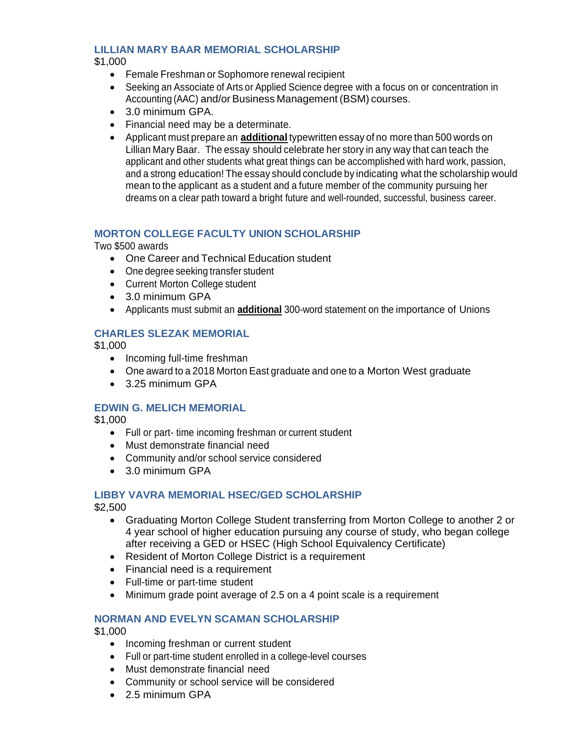### LILLIAN MARY BAAR MEMORIAL SCHOLARSHIP

$1,000

- Female Freshman or Sophomore renewal recipient
- Seeking an Associate of Arts or Applied Science degree with a focus on or concentration in Accounting (AAC) and/or Business Management (BSM) courses.
- 3.0 minimum GPA.
- Financial need may be a determinate.
- Applicant must prepare an **additional** typewritten essay of no more than 500 words on Lillian Mary Baar. The essay should celebrate her story in any way that can teach the applicant and other students what great things can be accomplished with hard work, passion, and a strong education! The essay should conclude by indicating what the scholarship would mean to the applicant as a student and a future member of the community pursuing her dreams on a clear path toward a bright future and well-rounded, successful, business career.

### MORTON COLLEGE FACULTY UNION SCHOLARSHIP

Two $500 awards

- One Career and Technical Education student
- One degree seeking transfer student
- Current Morton College student
- 3.0 minimum GPA
- Applicants must submit an **additional** 300-word statement on the importance of Unions

### CHARLES SLEZAK MEMORIAL

$1,000

- Incoming full-time freshman
- One award to a 2018 Morton East graduate and one to a Morton West graduate
- 3.25 minimum GPA

### EDWIN G. MELICH MEMORIAL

$1,000

- Full or part- time incoming freshman or current student
- Must demonstrate financial need
- Community and/or school service considered
- 3.0 minimum GPA

### LIBBY VAVRA MEMORIAL HSEC/GED SCHOLARSHIP

$2,500

- Graduating Morton College Student transferring from Morton College to another 2 or 4 year school of higher education pursuing any course of study, who began college after receiving a GED or HSEC (High School Equivalency Certificate)
- Resident of Morton College District is a requirement
- Financial need is a requirement
- Full-time or part-time student
- Minimum grade point average of 2.5 on a 4 point scale is a requirement

### NORMAN AND EVELYN SCAMAN SCHOLARSHIP

$1,000

- Incoming freshman or current student
- Full or part-time student enrolled in a college-level courses
- Must demonstrate financial need
- Community or school service will be considered
- 2.5 minimum GPA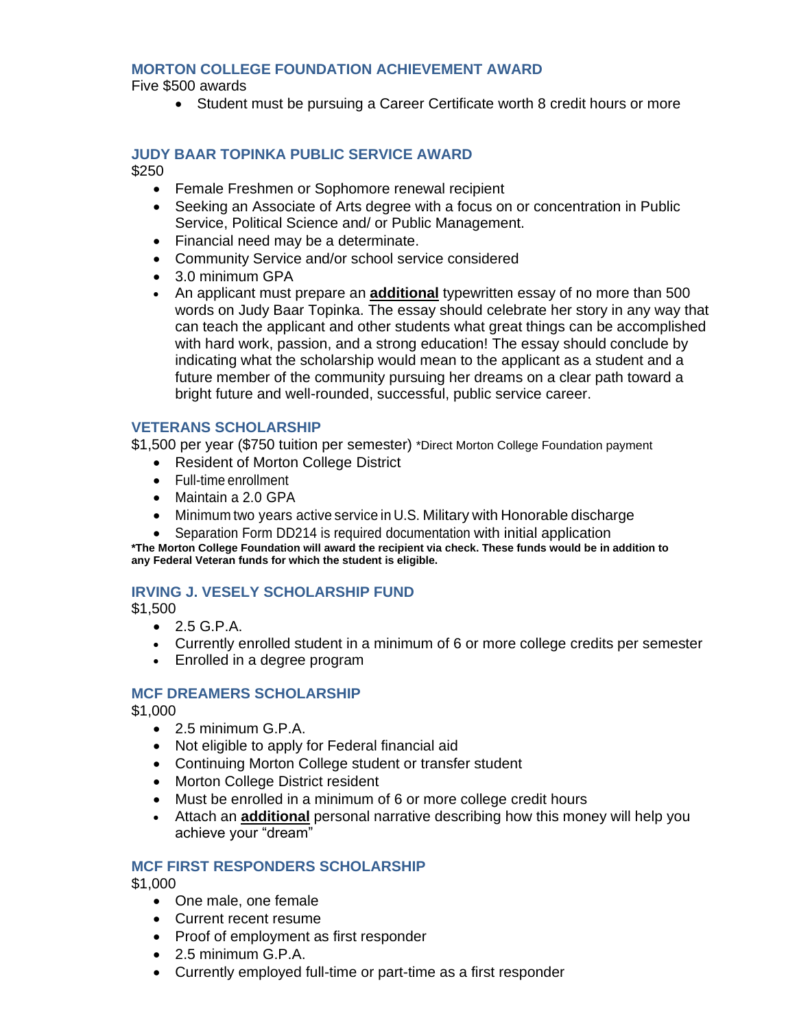### MORTON COLLEGE FOUNDATION ACHIEVEMENT AWARD

Five $500 awards

- Student must be pursuing a Career Certificate worth 8 credit hours or more

### JUDY BAAR TOPINKA PUBLIC SERVICE AWARD

$250

- Female Freshmen or Sophomore renewal recipient
- Seeking an Associate of Arts degree with a focus on or concentration in Public Service, Political Science and/ or Public Management.
- Financial need may be a determinate.
- Community Service and/or school service considered
- 3.0 minimum GPA
- An applicant must prepare an **additional** typewritten essay of no more than 500 words on Judy Baar Topinka. The essay should celebrate her story in any way that can teach the applicant and other students what great things can be accomplished with hard work, passion, and a strong education! The essay should conclude by indicating what the scholarship would mean to the applicant as a student and a future member of the community pursuing her dreams on a clear path toward a bright future and well-rounded, successful, public service career.

### VETERANS SCHOLARSHIP

$1,500 per year ($750 tuition per semester) *Direct Morton College Foundation payment

- Resident of Morton College District
- Full-time enrollment
- Maintain a 2.0 GPA
- Minimum two years active service in U.S. Military with Honorable discharge
- Separation Form DD214 is required documentation with initial application

**\*The Morton College Foundation will award the recipient via check. These funds would be in addition to any Federal Veteran funds for which the student is eligible.**

### IRVING J. VESELY SCHOLARSHIP FUND

$1,500

- 2.5 G.P.A.
- Currently enrolled student in a minimum of 6 or more college credits per semester
- Enrolled in a degree program

### MCF DREAMERS SCHOLARSHIP

$1,000

- 2.5 minimum G.P.A.
- Not eligible to apply for Federal financial aid
- Continuing Morton College student or transfer student
- Morton College District resident
- Must be enrolled in a minimum of 6 or more college credit hours
- Attach an **additional** personal narrative describing how this money will help you achieve your "dream"

### MCF FIRST RESPONDERS SCHOLARSHIP

$1,000

- One male, one female
- Current recent resume
- Proof of employment as first responder
- 2.5 minimum G.P.A.
- Currently employed full-time or part-time as a first responder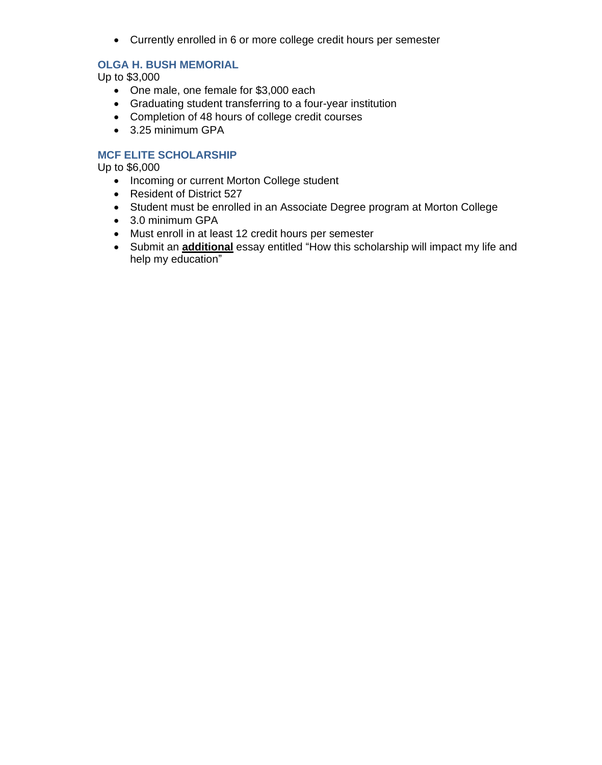- Currently enrolled in 6 or more college credit hours per semester

### OLGA H. BUSH MEMORIAL

Up to $3,000

- One male, one female for $3,000 each
- Graduating student transferring to a four-year institution
- Completion of 48 hours of college credit courses
- 3.25 minimum GPA

### MCF ELITE SCHOLARSHIP

Up to $6,000

- Incoming or current Morton College student
- Resident of District 527
- Student must be enrolled in an Associate Degree program at Morton College
- 3.0 minimum GPA
- Must enroll in at least 12 credit hours per semester
- Submit an **additional** essay entitled “How this scholarship will impact my life and help my education”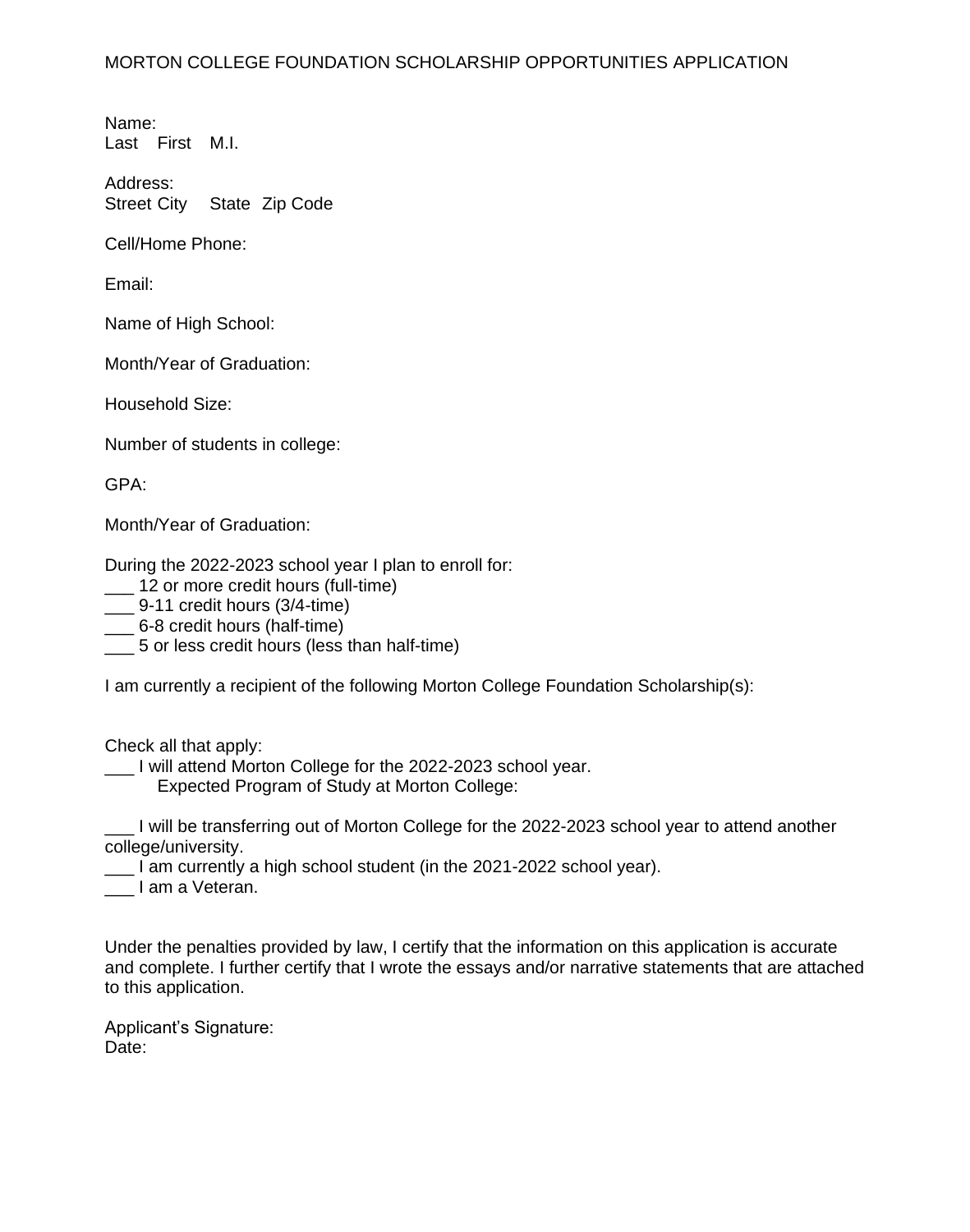MORTON COLLEGE FOUNDATION SCHOLARSHIP OPPORTUNITIES APPLICATION

Name:
Last First M.I.

Address:
Street City State Zip Code

Cell/Home Phone:

Email:

Name of High School:

Month/Year of Graduation:

Household Size:

Number of students in college:

GPA:

Month/Year of Graduation:

During the 2022-2023 school year I plan to enroll for:
___ 12 or more credit hours (full-time)
___ 9-11 credit hours (3/4-time)
___ 6-8 credit hours (half-time)
___ 5 or less credit hours (less than half-time)

I am currently a recipient of the following Morton College Foundation Scholarship(s):

Check all that apply:
___ I will attend Morton College for the 2022-2023 school year.
  Expected Program of Study at Morton College:

___ I will be transferring out of Morton College for the 2022-2023 school year to attend another college/university.
___ I am currently a high school student (in the 2021-2022 school year).
___ I am a Veteran.

Under the penalties provided by law, I certify that the information on this application is accurate and complete. I further certify that I wrote the essays and/or narrative statements that are attached to this application.

Applicant's Signature:
Date: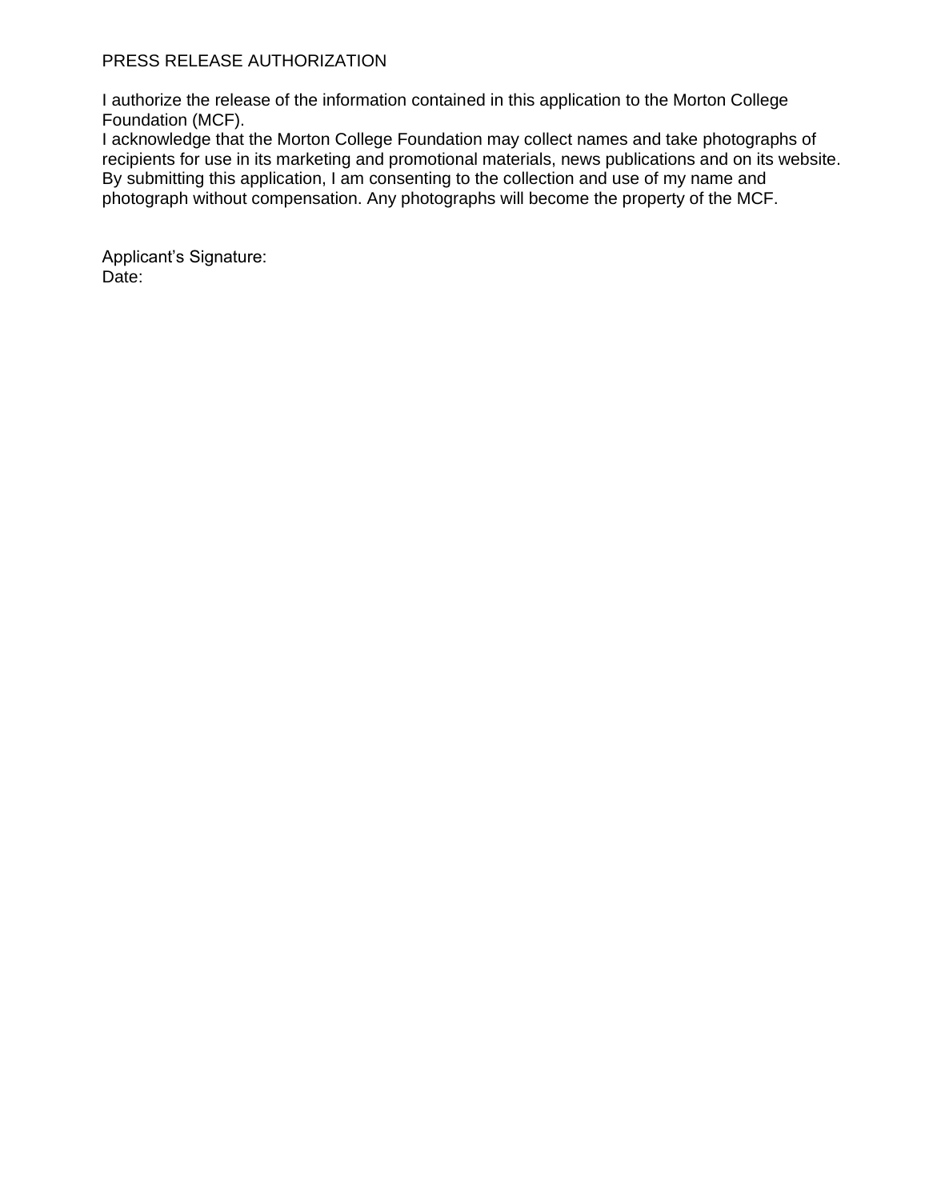## PRESS RELEASE AUTHORIZATION

I authorize the release of the information contained in this application to the Morton College Foundation (MCF).
I acknowledge that the Morton College Foundation may collect names and take photographs of recipients for use in its marketing and promotional materials, news publications and on its website. By submitting this application, I am consenting to the collection and use of my name and photograph without compensation. Any photographs will become the property of the MCF.

Applicant's Signature:
Date: